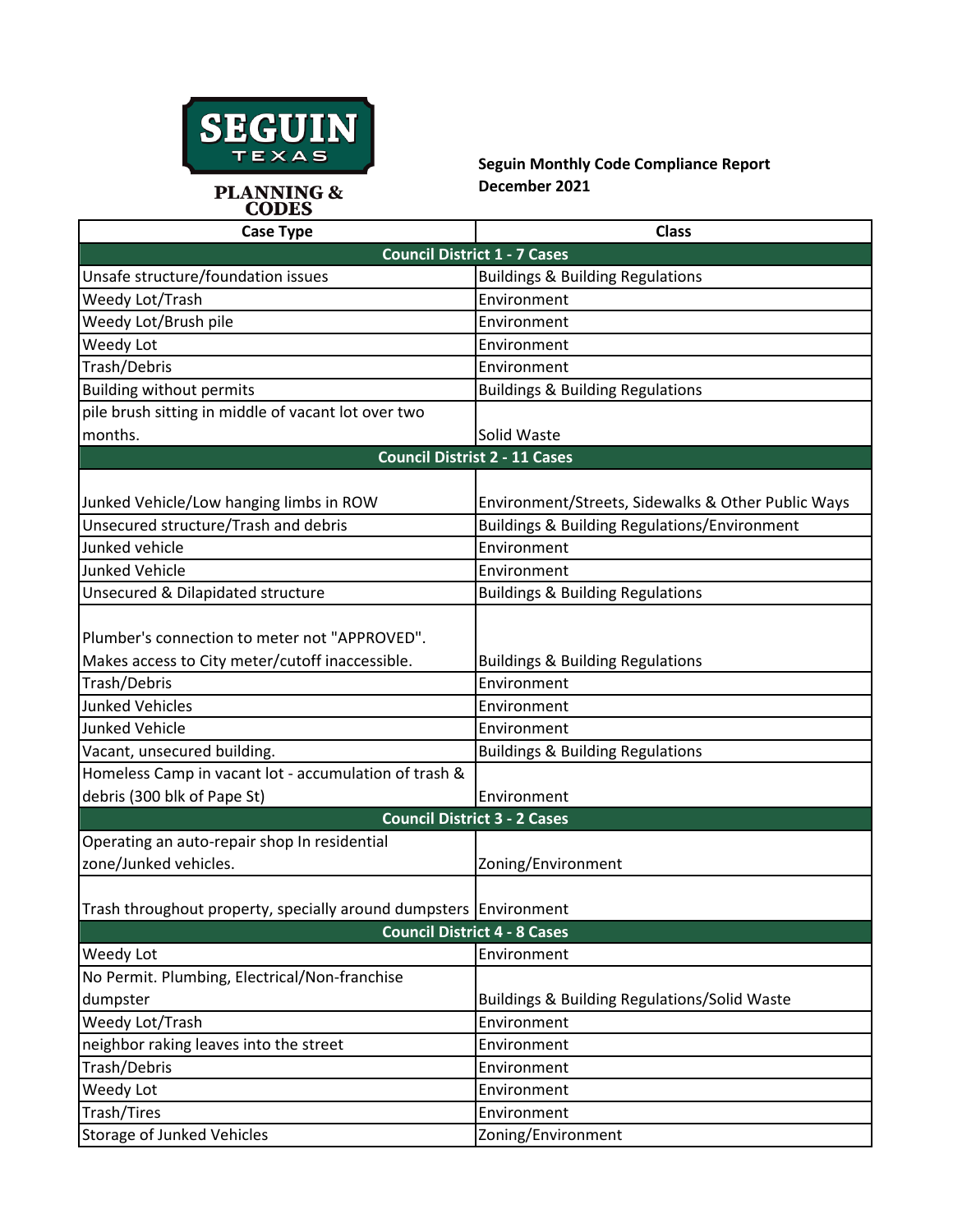SEGUIN TEXAS

PLANNING & CODES

**Seguin Monthly Code Compliance Report**
**December 2021**

| Case Type | Class |
|---|---|
| **Council District 1 - 7 Cases** | |
| Unsafe structure/foundation issues | Buildings & Building Regulations |
| Weedy Lot/Trash | Environment |
| Weedy Lot/Brush pile | Environment |
| Weedy Lot | Environment |
| Trash/Debris | Environment |
| Building without permits | Buildings & Building Regulations |
| pile brush sitting in middle of vacant lot over two months. | Solid Waste |
| **Council District 2 - 11 Cases** | |
| Junked Vehicle/Low hanging limbs in ROW | Environment/Streets, Sidewalks & Other Public Ways |
| Unsecured structure/Trash and debris | Buildings & Building Regulations/Environment |
| Junked vehicle | Environment |
| Junked Vehicle | Environment |
| Unsecured & Dilapidated structure | Buildings & Building Regulations |
| Plumber's connection to meter not "APPROVED". Makes access to City meter/cutoff inaccessible. | Buildings & Building Regulations |
| Trash/Debris | Environment |
| Junked Vehicles | Environment |
| Junked Vehicle | Environment |
| Vacant, unsecured building. | Buildings & Building Regulations |
| Homeless Camp in vacant lot - accumulation of trash & debris (300 blk of Pape St) | Environment |
| **Council District 3 - 2 Cases** | |
| Operating an auto-repair shop In residential zone/Junked vehicles. | Zoning/Environment |
| Trash throughout property, specially around dumpsters | Environment |
| **Council District 4 - 8 Cases** | |
| Weedy Lot | Environment |
| No Permit. Plumbing, Electrical/Non-franchise dumpster | Buildings & Building Regulations/Solid Waste |
| Weedy Lot/Trash | Environment |
| neighbor raking leaves into the street | Environment |
| Trash/Debris | Environment |
| Weedy Lot | Environment |
| Trash/Tires | Environment |
| Storage of Junked Vehicles | Zoning/Environment |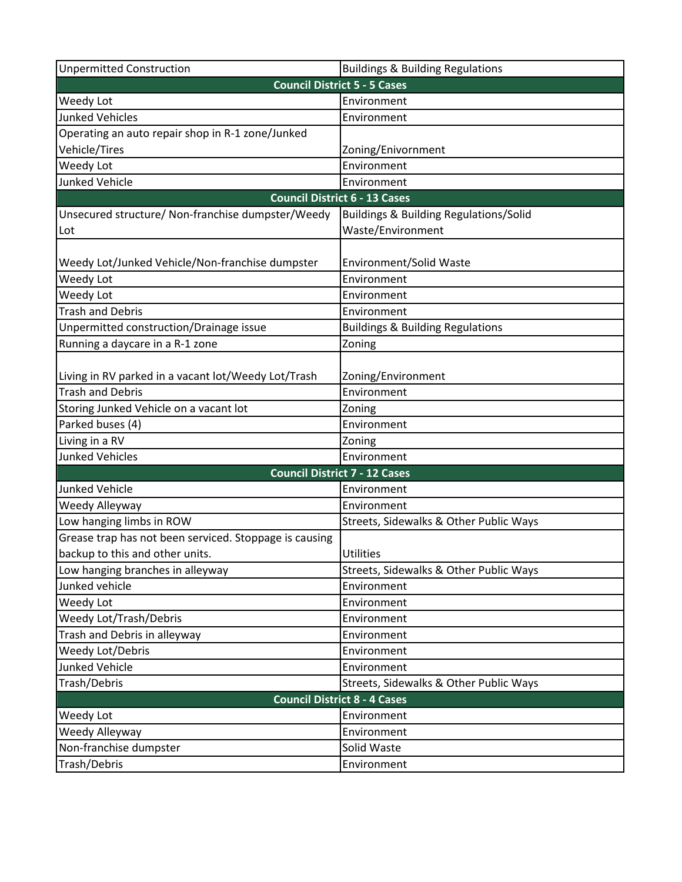| | |
|---|---|
| Unpermitted Construction | Buildings & Building Regulations |
| **Council District 5 - 5 Cases** | |
| Weedy Lot | Environment |
| Junked Vehicles | Environment |
| Operating an auto repair shop in R-1 zone/Junked Vehicle/Tires | Zoning/Enivornment |
| Weedy Lot | Environment |
| Junked Vehicle | Environment |
| **Council District 6 - 13 Cases** | |
| Unsecured structure/ Non-franchise dumpster/Weedy Lot | Buildings & Building Regulations/Solid Waste/Environment |
| Weedy Lot/Junked Vehicle/Non-franchise dumpster | Environment/Solid Waste |
| Weedy Lot | Environment |
| Weedy Lot | Environment |
| Trash and Debris | Environment |
| Unpermitted construction/Drainage issue | Buildings & Building Regulations |
| Running a daycare in a R-1 zone | Zoning |
| Living in RV parked in a vacant lot/Weedy Lot/Trash | Zoning/Environment |
| Trash and Debris | Environment |
| Storing Junked Vehicle on a vacant lot | Zoning |
| Parked buses (4) | Environment |
| Living in a RV | Zoning |
| Junked Vehicles | Environment |
| **Council District 7 - 12 Cases** | |
| Junked Vehicle | Environment |
| Weedy Alleyway | Environment |
| Low hanging limbs in ROW | Streets, Sidewalks & Other Public Ways |
| Grease trap has not been serviced. Stoppage is causing backup to this and other units. | Utilities |
| Low hanging branches in alleyway | Streets, Sidewalks & Other Public Ways |
| Junked vehicle | Environment |
| Weedy Lot | Environment |
| Weedy Lot/Trash/Debris | Environment |
| Trash and Debris in alleyway | Environment |
| Weedy Lot/Debris | Environment |
| Junked Vehicle | Environment |
| Trash/Debris | Streets, Sidewalks & Other Public Ways |
| **Council District 8 - 4 Cases** | |
| Weedy Lot | Environment |
| Weedy Alleyway | Environment |
| Non-franchise dumpster | Solid Waste |
| Trash/Debris | Environment |